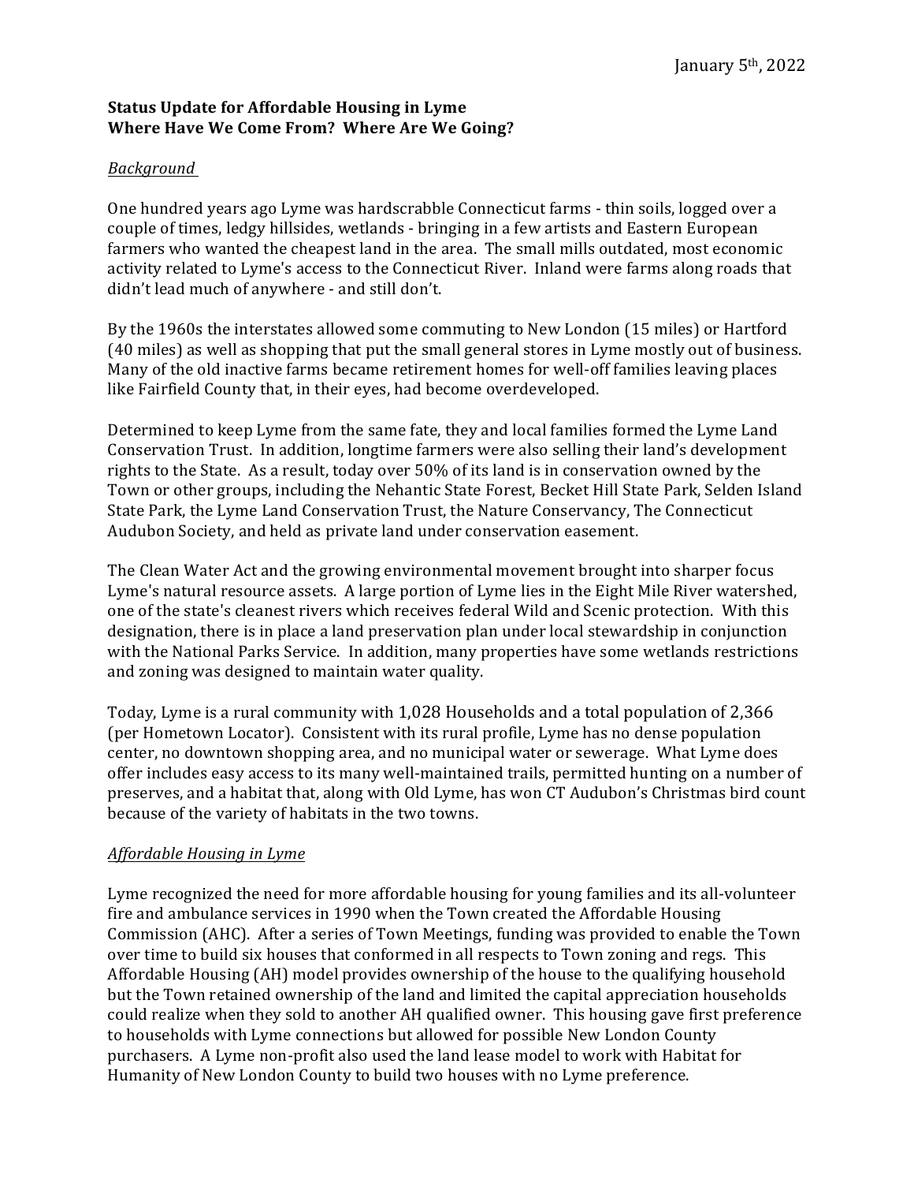January 5th, 2022

**Status Update for Affordable Housing in Lyme**
**Where Have We Come From? Where Are We Going?**

*Background*

One hundred years ago Lyme was hardscrabble Connecticut farms - thin soils, logged over a couple of times, ledgy hillsides, wetlands - bringing in a few artists and Eastern European farmers who wanted the cheapest land in the area. The small mills outdated, most economic activity related to Lyme's access to the Connecticut River. Inland were farms along roads that didn't lead much of anywhere - and still don't.

By the 1960s the interstates allowed some commuting to New London (15 miles) or Hartford (40 miles) as well as shopping that put the small general stores in Lyme mostly out of business. Many of the old inactive farms became retirement homes for well-off families leaving places like Fairfield County that, in their eyes, had become overdeveloped.

Determined to keep Lyme from the same fate, they and local families formed the Lyme Land Conservation Trust. In addition, longtime farmers were also selling their land's development rights to the State. As a result, today over 50% of its land is in conservation owned by the Town or other groups, including the Nehantic State Forest, Becket Hill State Park, Selden Island State Park, the Lyme Land Conservation Trust, the Nature Conservancy, The Connecticut Audubon Society, and held as private land under conservation easement.

The Clean Water Act and the growing environmental movement brought into sharper focus Lyme's natural resource assets. A large portion of Lyme lies in the Eight Mile River watershed, one of the state's cleanest rivers which receives federal Wild and Scenic protection. With this designation, there is in place a land preservation plan under local stewardship in conjunction with the National Parks Service. In addition, many properties have some wetlands restrictions and zoning was designed to maintain water quality.

Today, Lyme is a rural community with 1,028 Households and a total population of 2,366 (per Hometown Locator). Consistent with its rural profile, Lyme has no dense population center, no downtown shopping area, and no municipal water or sewerage. What Lyme does offer includes easy access to its many well-maintained trails, permitted hunting on a number of preserves, and a habitat that, along with Old Lyme, has won CT Audubon's Christmas bird count because of the variety of habitats in the two towns.

*Affordable Housing in Lyme*

Lyme recognized the need for more affordable housing for young families and its all-volunteer fire and ambulance services in 1990 when the Town created the Affordable Housing Commission (AHC). After a series of Town Meetings, funding was provided to enable the Town over time to build six houses that conformed in all respects to Town zoning and regs. This Affordable Housing (AH) model provides ownership of the house to the qualifying household but the Town retained ownership of the land and limited the capital appreciation households could realize when they sold to another AH qualified owner. This housing gave first preference to households with Lyme connections but allowed for possible New London County purchasers. A Lyme non-profit also used the land lease model to work with Habitat for Humanity of New London County to build two houses with no Lyme preference.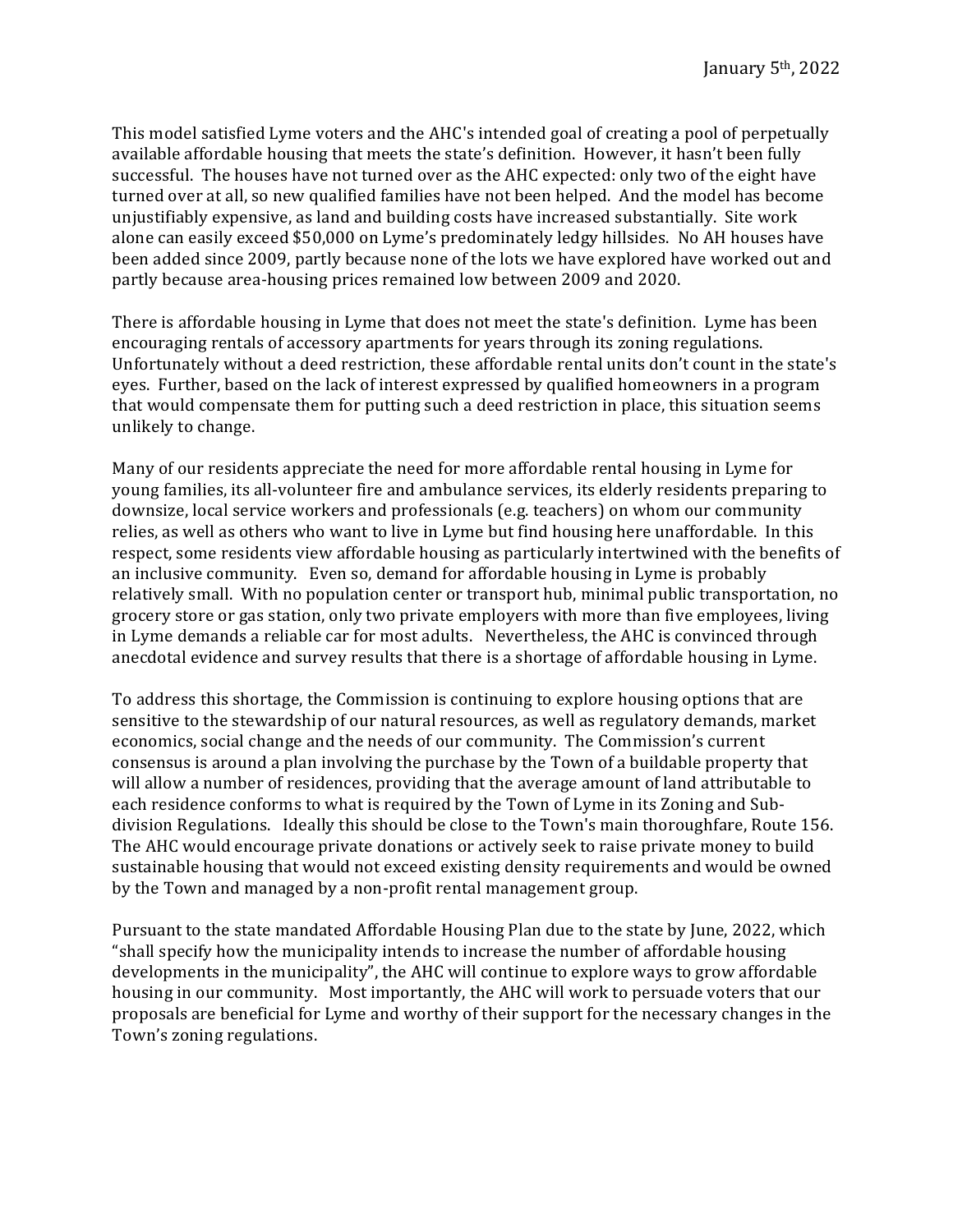This model satisfied Lyme voters and the AHC's intended goal of creating a pool of perpetually available affordable housing that meets the state's definition. However, it hasn't been fully successful. The houses have not turned over as the AHC expected: only two of the eight have turned over at all, so new qualified families have not been helped. And the model has become unjustifiably expensive, as land and building costs have increased substantially. Site work alone can easily exceed $50,000 on Lyme's predominately ledgy hillsides. No AH houses have been added since 2009, partly because none of the lots we have explored have worked out and partly because area-housing prices remained low between 2009 and 2020.

There is affordable housing in Lyme that does not meet the state's definition. Lyme has been encouraging rentals of accessory apartments for years through its zoning regulations. Unfortunately without a deed restriction, these affordable rental units don't count in the state's eyes. Further, based on the lack of interest expressed by qualified homeowners in a program that would compensate them for putting such a deed restriction in place, this situation seems unlikely to change.

Many of our residents appreciate the need for more affordable rental housing in Lyme for young families, its all-volunteer fire and ambulance services, its elderly residents preparing to downsize, local service workers and professionals (e.g. teachers) on whom our community relies, as well as others who want to live in Lyme but find housing here unaffordable. In this respect, some residents view affordable housing as particularly intertwined with the benefits of an inclusive community. Even so, demand for affordable housing in Lyme is probably relatively small. With no population center or transport hub, minimal public transportation, no grocery store or gas station, only two private employers with more than five employees, living in Lyme demands a reliable car for most adults. Nevertheless, the AHC is convinced through anecdotal evidence and survey results that there is a shortage of affordable housing in Lyme.

To address this shortage, the Commission is continuing to explore housing options that are sensitive to the stewardship of our natural resources, as well as regulatory demands, market economics, social change and the needs of our community. The Commission's current consensus is around a plan involving the purchase by the Town of a buildable property that will allow a number of residences, providing that the average amount of land attributable to each residence conforms to what is required by the Town of Lyme in its Zoning and Sub-division Regulations. Ideally this should be close to the Town's main thoroughfare, Route 156. The AHC would encourage private donations or actively seek to raise private money to build sustainable housing that would not exceed existing density requirements and would be owned by the Town and managed by a non-profit rental management group.

Pursuant to the state mandated Affordable Housing Plan due to the state by June, 2022, which "shall specify how the municipality intends to increase the number of affordable housing developments in the municipality", the AHC will continue to explore ways to grow affordable housing in our community. Most importantly, the AHC will work to persuade voters that our proposals are beneficial for Lyme and worthy of their support for the necessary changes in the Town's zoning regulations.